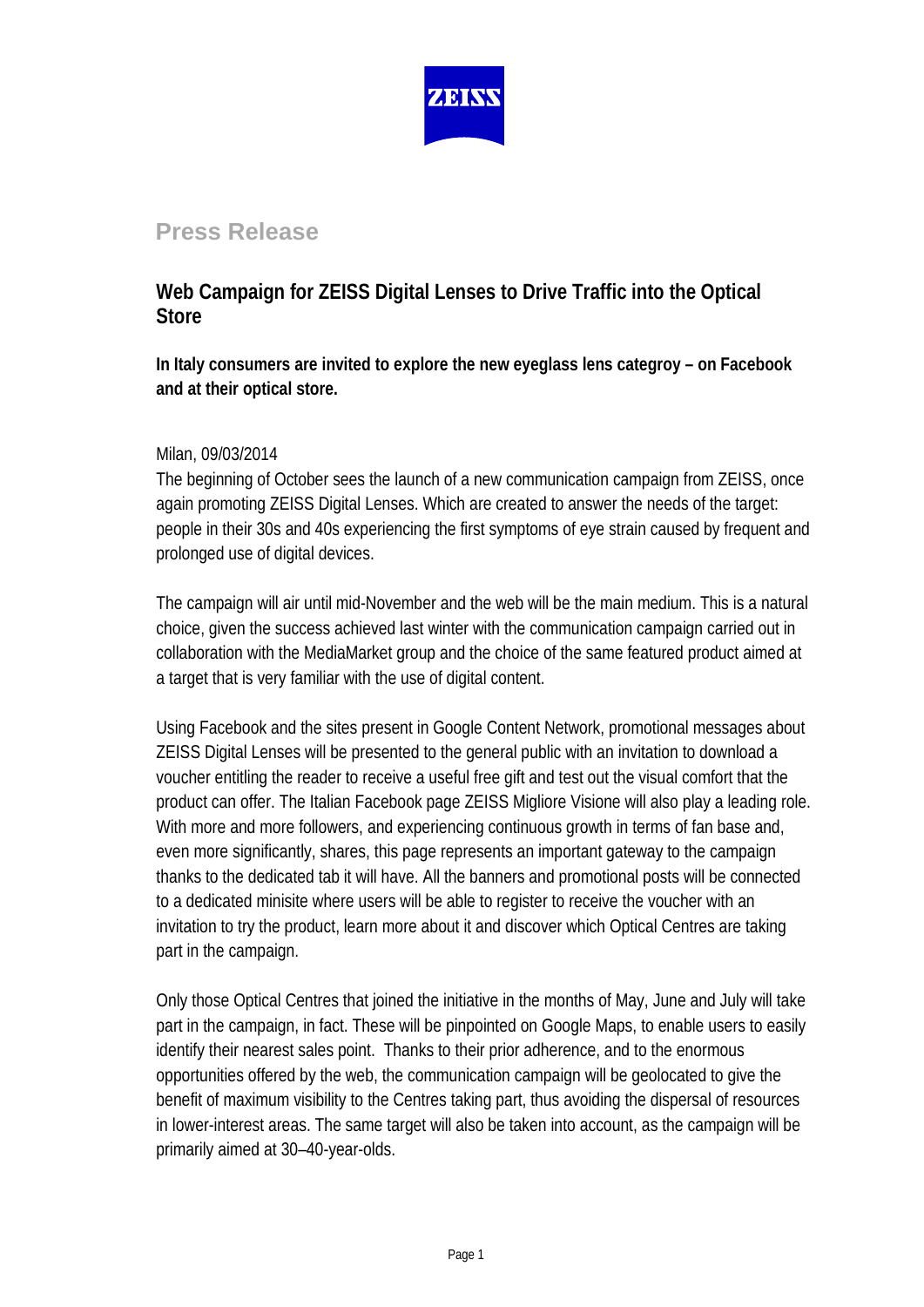ZEISS

## Press Release

# Web Campaign for ZEISS Digital Lenses to Drive Traffic into the Optical Store

**In Italy consumers are invited to explore the new eyeglass lens categroy – on Facebook and at their optical store.**

Milan, 09/03/2014

The beginning of October sees the launch of a new communication campaign from ZEISS, once again promoting ZEISS Digital Lenses. Which are created to answer the needs of the target: people in their 30s and 40s experiencing the first symptoms of eye strain caused by frequent and prolonged use of digital devices.

The campaign will air until mid-November and the web will be the main medium. This is a natural choice, given the success achieved last winter with the communication campaign carried out in collaboration with the MediaMarket group and the choice of the same featured product aimed at a target that is very familiar with the use of digital content.

Using Facebook and the sites present in Google Content Network, promotional messages about ZEISS Digital Lenses will be presented to the general public with an invitation to download a voucher entitling the reader to receive a useful free gift and test out the visual comfort that the product can offer. The Italian Facebook page ZEISS Migliore Visione will also play a leading role. With more and more followers, and experiencing continuous growth in terms of fan base and, even more significantly, shares, this page represents an important gateway to the campaign thanks to the dedicated tab it will have. All the banners and promotional posts will be connected to a dedicated minisite where users will be able to register to receive the voucher with an invitation to try the product, learn more about it and discover which Optical Centres are taking part in the campaign.

Only those Optical Centres that joined the initiative in the months of May, June and July will take part in the campaign, in fact. These will be pinpointed on Google Maps, to enable users to easily identify their nearest sales point. Thanks to their prior adherence, and to the enormous opportunities offered by the web, the communication campaign will be geolocated to give the benefit of maximum visibility to the Centres taking part, thus avoiding the dispersal of resources in lower-interest areas. The same target will also be taken into account, as the campaign will be primarily aimed at 30–40-year-olds.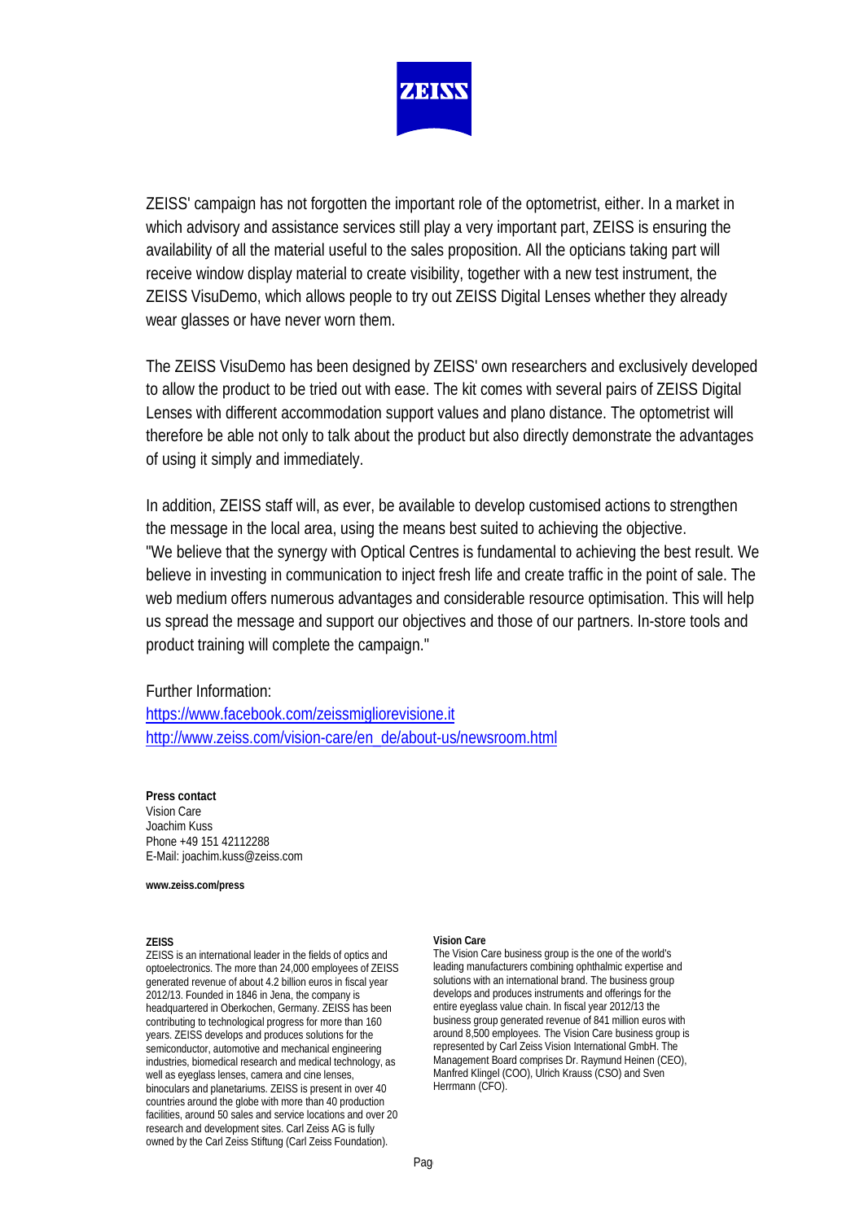ZEISS' campaign has not forgotten the important role of the optometrist, either. In a market in which advisory and assistance services still play a very important part, ZEISS is ensuring the availability of all the material useful to the sales proposition. All the opticians taking part will receive window display material to create visibility, together with a new test instrument, the ZEISS VisuDemo, which allows people to try out ZEISS Digital Lenses whether they already wear glasses or have never worn them.

The ZEISS VisuDemo has been designed by ZEISS' own researchers and exclusively developed to allow the product to be tried out with ease. The kit comes with several pairs of ZEISS Digital Lenses with different accommodation support values and plano distance. The optometrist will therefore be able not only to talk about the product but also directly demonstrate the advantages of using it simply and immediately.

In addition, ZEISS staff will, as ever, be available to develop customised actions to strengthen the message in the local area, using the means best suited to achieving the objective. "We believe that the synergy with Optical Centres is fundamental to achieving the best result. We believe in investing in communication to inject fresh life and create traffic in the point of sale. The web medium offers numerous advantages and considerable resource optimisation. This will help us spread the message and support our objectives and those of our partners. In-store tools and product training will complete the campaign."

Further Information:
https://www.facebook.com/zeissmigliorevisione.it
http://www.zeiss.com/vision-care/en_de/about-us/newsroom.html

**Press contact**
Vision Care
Joachim Kuss
Phone +49 151 42112288
E-Mail: joachim.kuss@zeiss.com

**www.zeiss.com/press**

**ZEISS**
ZEISS is an international leader in the fields of optics and optoelectronics. The more than 24,000 employees of ZEISS generated revenue of about 4.2 billion euros in fiscal year 2012/13. Founded in 1846 in Jena, the company is headquartered in Oberkochen, Germany. ZEISS has been contributing to technological progress for more than 160 years. ZEISS develops and produces solutions for the semiconductor, automotive and mechanical engineering industries, biomedical research and medical technology, as well as eyeglass lenses, camera and cine lenses, binoculars and planetariums. ZEISS is present in over 40 countries around the globe with more than 40 production facilities, around 50 sales and service locations and over 20 research and development sites. Carl Zeiss AG is fully owned by the Carl Zeiss Stiftung (Carl Zeiss Foundation).

**Vision Care**
The Vision Care business group is the one of the world's leading manufacturers combining ophthalmic expertise and solutions with an international brand. The business group develops and produces instruments and offerings for the entire eyeglass value chain. In fiscal year 2012/13 the business group generated revenue of 841 million euros with around 8,500 employees. The Vision Care business group is represented by Carl Zeiss Vision International GmbH. The Management Board comprises Dr. Raymund Heinen (CEO), Manfred Klingel (COO), Ulrich Krauss (CSO) and Sven Herrmann (CFO).